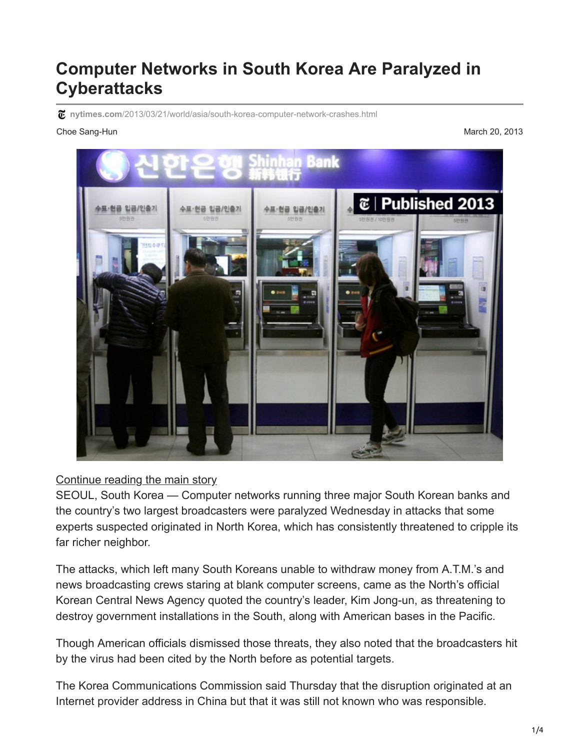# Computer Networks in South Korea Are Paralyzed in Cyberattacks

nytimes.com/2013/03/21/world/asia/south-korea-computer-network-crashes.html

Choe Sang-Hun

March 20, 2013

Continue reading the main story

SEOUL, South Korea — Computer networks running three major South Korean banks and the country's two largest broadcasters were paralyzed Wednesday in attacks that some experts suspected originated in North Korea, which has consistently threatened to cripple its far richer neighbor.

The attacks, which left many South Koreans unable to withdraw money from A.T.M.'s and news broadcasting crews staring at blank computer screens, came as the North's official Korean Central News Agency quoted the country's leader, Kim Jong-un, as threatening to destroy government installations in the South, along with American bases in the Pacific.

Though American officials dismissed those threats, they also noted that the broadcasters hit by the virus had been cited by the North before as potential targets.

The Korea Communications Commission said Thursday that the disruption originated at an Internet provider address in China but that it was still not known who was responsible.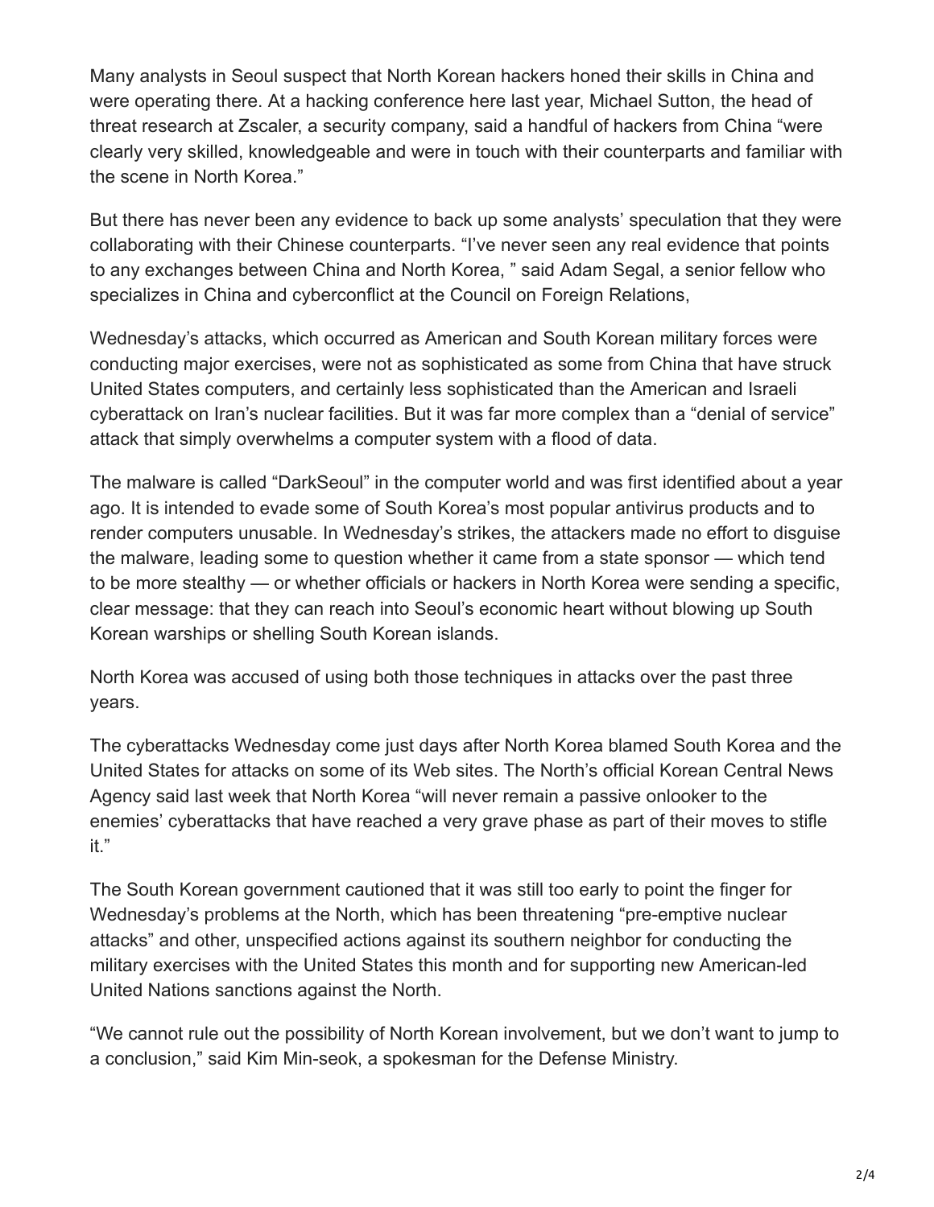Many analysts in Seoul suspect that North Korean hackers honed their skills in China and were operating there. At a hacking conference here last year, Michael Sutton, the head of threat research at Zscaler, a security company, said a handful of hackers from China "were clearly very skilled, knowledgeable and were in touch with their counterparts and familiar with the scene in North Korea."

But there has never been any evidence to back up some analysts' speculation that they were collaborating with their Chinese counterparts. "I've never seen any real evidence that points to any exchanges between China and North Korea, " said Adam Segal, a senior fellow who specializes in China and cyberconflict at the Council on Foreign Relations,

Wednesday's attacks, which occurred as American and South Korean military forces were conducting major exercises, were not as sophisticated as some from China that have struck United States computers, and certainly less sophisticated than the American and Israeli cyberattack on Iran's nuclear facilities. But it was far more complex than a "denial of service" attack that simply overwhelms a computer system with a flood of data.

The malware is called "DarkSeoul" in the computer world and was first identified about a year ago. It is intended to evade some of South Korea's most popular antivirus products and to render computers unusable. In Wednesday's strikes, the attackers made no effort to disguise the malware, leading some to question whether it came from a state sponsor — which tend to be more stealthy — or whether officials or hackers in North Korea were sending a specific, clear message: that they can reach into Seoul's economic heart without blowing up South Korean warships or shelling South Korean islands.

North Korea was accused of using both those techniques in attacks over the past three years.

The cyberattacks Wednesday come just days after North Korea blamed South Korea and the United States for attacks on some of its Web sites. The North's official Korean Central News Agency said last week that North Korea "will never remain a passive onlooker to the enemies' cyberattacks that have reached a very grave phase as part of their moves to stifle it."

The South Korean government cautioned that it was still too early to point the finger for Wednesday's problems at the North, which has been threatening "pre-emptive nuclear attacks" and other, unspecified actions against its southern neighbor for conducting the military exercises with the United States this month and for supporting new American-led United Nations sanctions against the North.

"We cannot rule out the possibility of North Korean involvement, but we don't want to jump to a conclusion," said Kim Min-seok, a spokesman for the Defense Ministry.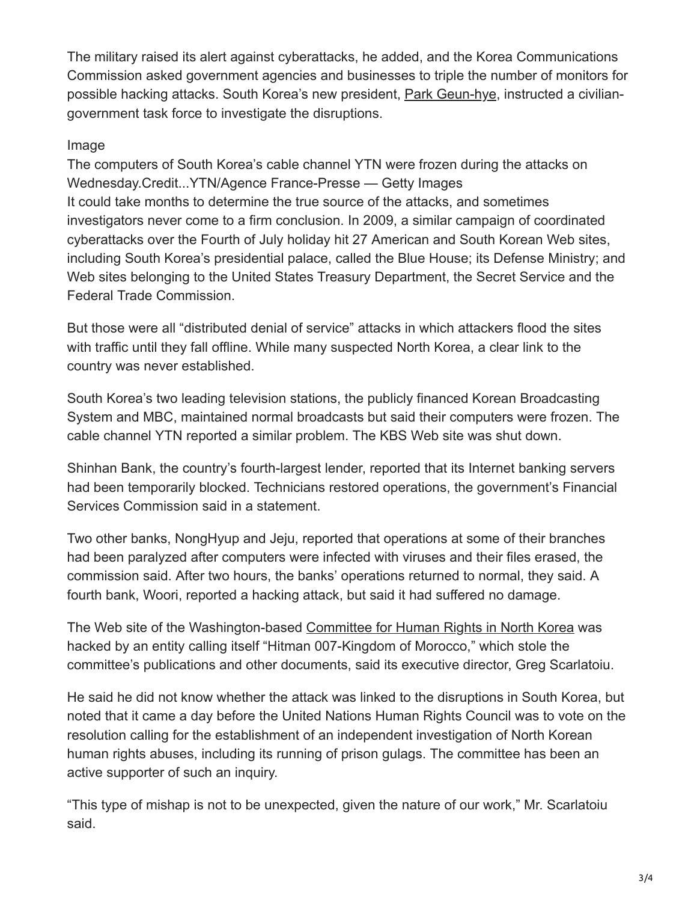The military raised its alert against cyberattacks, he added, and the Korea Communications Commission asked government agencies and businesses to triple the number of monitors for possible hacking attacks. South Korea's new president, Park Geun-hye, instructed a civilian-government task force to investigate the disruptions.

Image

The computers of South Korea's cable channel YTN were frozen during the attacks on Wednesday.Credit...YTN/Agence France-Presse — Getty Images

It could take months to determine the true source of the attacks, and sometimes investigators never come to a firm conclusion. In 2009, a similar campaign of coordinated cyberattacks over the Fourth of July holiday hit 27 American and South Korean Web sites, including South Korea's presidential palace, called the Blue House; its Defense Ministry; and Web sites belonging to the United States Treasury Department, the Secret Service and the Federal Trade Commission.

But those were all "distributed denial of service" attacks in which attackers flood the sites with traffic until they fall offline. While many suspected North Korea, a clear link to the country was never established.

South Korea's two leading television stations, the publicly financed Korean Broadcasting System and MBC, maintained normal broadcasts but said their computers were frozen. The cable channel YTN reported a similar problem. The KBS Web site was shut down.

Shinhan Bank, the country's fourth-largest lender, reported that its Internet banking servers had been temporarily blocked. Technicians restored operations, the government's Financial Services Commission said in a statement.

Two other banks, NongHyup and Jeju, reported that operations at some of their branches had been paralyzed after computers were infected with viruses and their files erased, the commission said. After two hours, the banks' operations returned to normal, they said. A fourth bank, Woori, reported a hacking attack, but said it had suffered no damage.

The Web site of the Washington-based Committee for Human Rights in North Korea was hacked by an entity calling itself "Hitman 007-Kingdom of Morocco," which stole the committee's publications and other documents, said its executive director, Greg Scarlatoiu.

He said he did not know whether the attack was linked to the disruptions in South Korea, but noted that it came a day before the United Nations Human Rights Council was to vote on the resolution calling for the establishment of an independent investigation of North Korean human rights abuses, including its running of prison gulags. The committee has been an active supporter of such an inquiry.

"This type of mishap is not to be unexpected, given the nature of our work," Mr. Scarlatoiu said.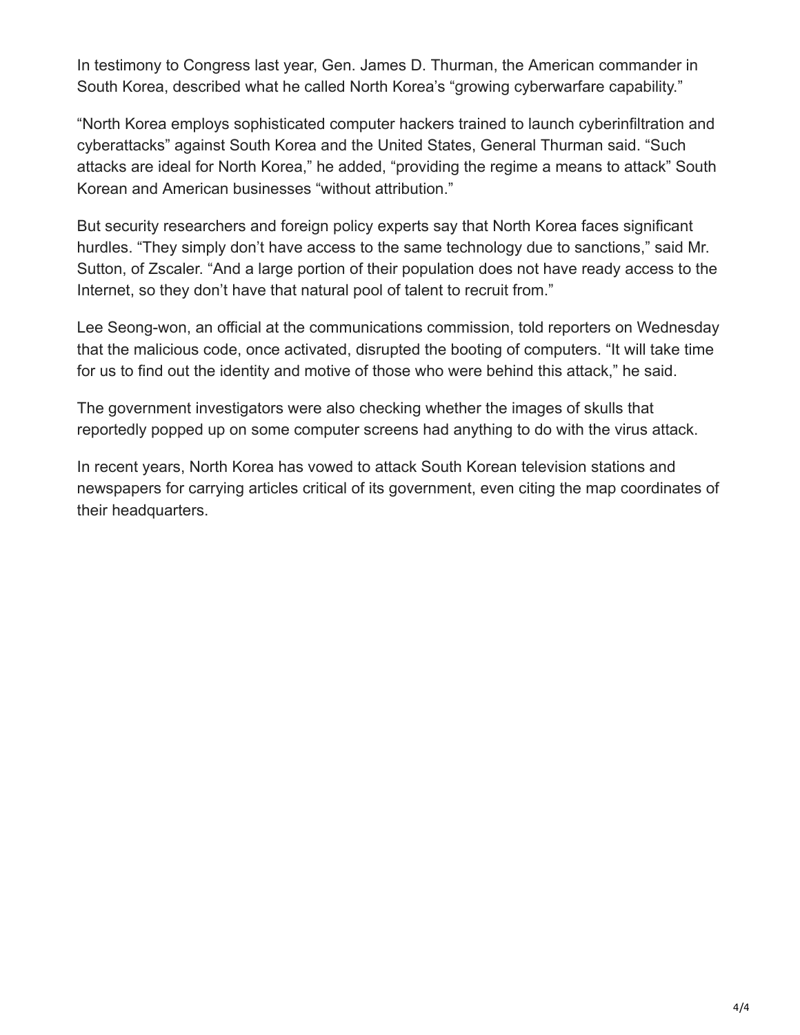In testimony to Congress last year, Gen. James D. Thurman, the American commander in South Korea, described what he called North Korea's "growing cyberwarfare capability."

"North Korea employs sophisticated computer hackers trained to launch cyberinfiltration and cyberattacks" against South Korea and the United States, General Thurman said. "Such attacks are ideal for North Korea," he added, "providing the regime a means to attack" South Korean and American businesses "without attribution."

But security researchers and foreign policy experts say that North Korea faces significant hurdles. "They simply don't have access to the same technology due to sanctions," said Mr. Sutton, of Zscaler. "And a large portion of their population does not have ready access to the Internet, so they don't have that natural pool of talent to recruit from."

Lee Seong-won, an official at the communications commission, told reporters on Wednesday that the malicious code, once activated, disrupted the booting of computers. "It will take time for us to find out the identity and motive of those who were behind this attack," he said.

The government investigators were also checking whether the images of skulls that reportedly popped up on some computer screens had anything to do with the virus attack.

In recent years, North Korea has vowed to attack South Korean television stations and newspapers for carrying articles critical of its government, even citing the map coordinates of their headquarters.